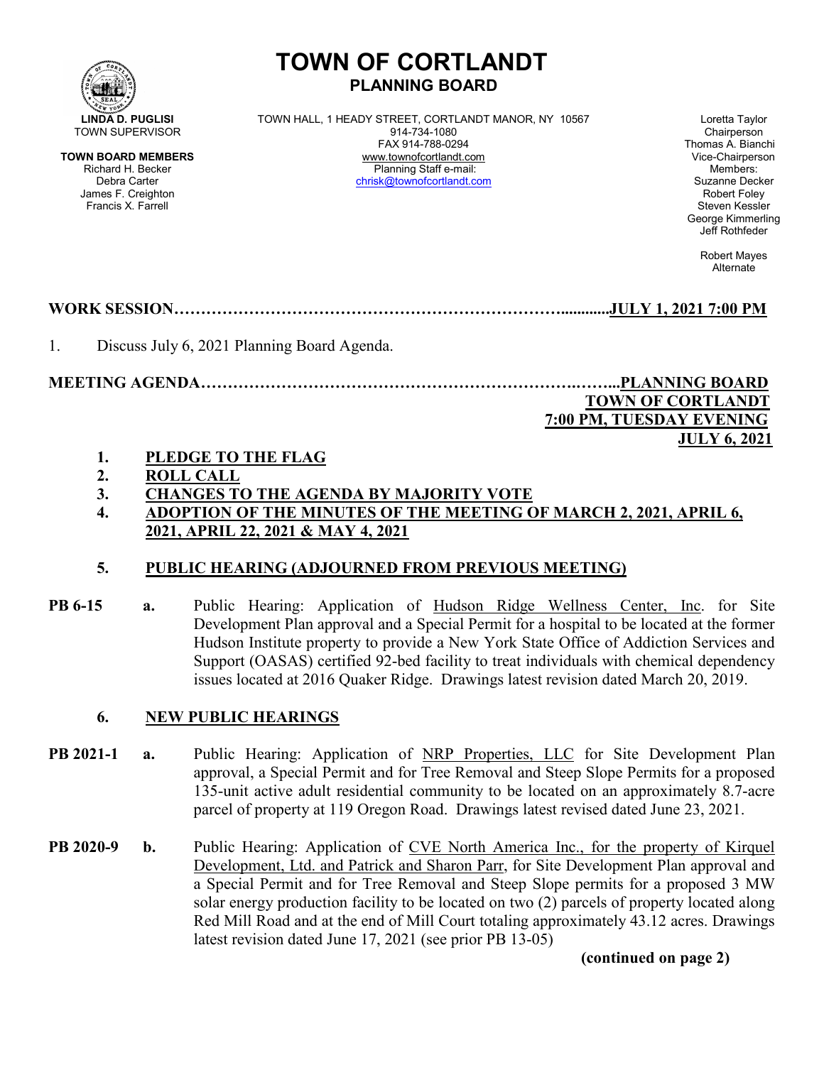# TOWN OF CORTLANDT
## PLANNING BOARD

**LINDA D. PUGLISI**
TOWN SUPERVISOR

**TOWN BOARD MEMBERS**
Richard H. Becker
Debra Carter
James F. Creighton
Francis X. Farrell

TOWN HALL, 1 HEADY STREET, CORTLANDT MANOR, NY 10567
914-734-1080
FAX 914-788-0294
www.townofcortlandt.com
Planning Staff e-mail:
chrisk@townofcortlandt.com

Loretta Taylor
Chairperson
Thomas A. Bianchi
Vice-Chairperson
Members:
Suzanne Decker
Robert Foley
Steven Kessler
George Kimmerling
Jeff Rothfeder

Robert Mayes
Alternate

**WORK SESSION……………………………………………………………..........JULY 1, 2021 7:00 PM**

1. Discuss July 6, 2021 Planning Board Agenda.

**MEETING AGENDA…………………………………………………………….……..PLANNING BOARD**
**TOWN OF CORTLANDT**
**7:00 PM, TUESDAY EVENING**
**JULY 6, 2021**

1. **PLEDGE TO THE FLAG**
2. **ROLL CALL**
3. **CHANGES TO THE AGENDA BY MAJORITY VOTE**
4. **ADOPTION OF THE MINUTES OF THE MEETING OF MARCH 2, 2021, APRIL 6, 2021, APRIL 22, 2021 & MAY 4, 2021**

5. **PUBLIC HEARING (ADJOURNED FROM PREVIOUS MEETING)**

**PB 6-15** **a.** Public Hearing: Application of Hudson Ridge Wellness Center, Inc. for Site Development Plan approval and a Special Permit for a hospital to be located at the former Hudson Institute property to provide a New York State Office of Addiction Services and Support (OASAS) certified 92-bed facility to treat individuals with chemical dependency issues located at 2016 Quaker Ridge. Drawings latest revision dated March 20, 2019.

6. **NEW PUBLIC HEARINGS**

**PB 2021-1** **a.** Public Hearing: Application of NRP Properties, LLC for Site Development Plan approval, a Special Permit and for Tree Removal and Steep Slope Permits for a proposed 135-unit active adult residential community to be located on an approximately 8.7-acre parcel of property at 119 Oregon Road. Drawings latest revised dated June 23, 2021.

**PB 2020-9** **b.** Public Hearing: Application of CVE North America Inc., for the property of Kirquel Development, Ltd. and Patrick and Sharon Parr, for Site Development Plan approval and a Special Permit and for Tree Removal and Steep Slope permits for a proposed 3 MW solar energy production facility to be located on two (2) parcels of property located along Red Mill Road and at the end of Mill Court totaling approximately 43.12 acres. Drawings latest revision dated June 17, 2021 (see prior PB 13-05)

**(continued on page 2)**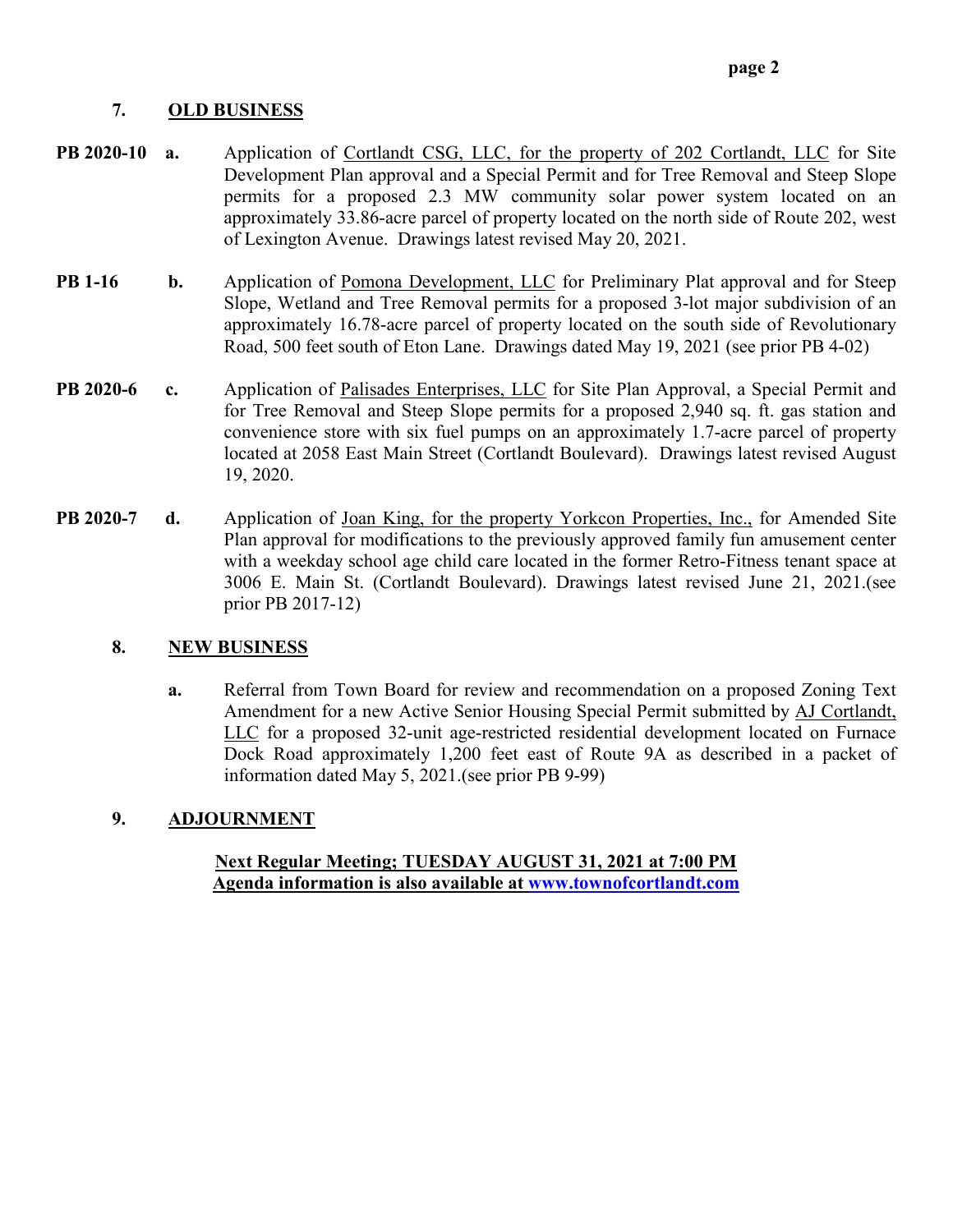## 7. OLD BUSINESS

**PB 2020-10** **a.** Application of Cortlandt CSG, LLC, for the property of 202 Cortlandt, LLC for Site Development Plan approval and a Special Permit and for Tree Removal and Steep Slope permits for a proposed 2.3 MW community solar power system located on an approximately 33.86-acre parcel of property located on the north side of Route 202, west of Lexington Avenue. Drawings latest revised May 20, 2021.

**PB 1-16** **b.** Application of Pomona Development, LLC for Preliminary Plat approval and for Steep Slope, Wetland and Tree Removal permits for a proposed 3-lot major subdivision of an approximately 16.78-acre parcel of property located on the south side of Revolutionary Road, 500 feet south of Eton Lane. Drawings dated May 19, 2021 (see prior PB 4-02)

**PB 2020-6** **c.** Application of Palisades Enterprises, LLC for Site Plan Approval, a Special Permit and for Tree Removal and Steep Slope permits for a proposed 2,940 sq. ft. gas station and convenience store with six fuel pumps on an approximately 1.7-acre parcel of property located at 2058 East Main Street (Cortlandt Boulevard). Drawings latest revised August 19, 2020.

**PB 2020-7** **d.** Application of Joan King, for the property Yorkcon Properties, Inc., for Amended Site Plan approval for modifications to the previously approved family fun amusement center with a weekday school age child care located in the former Retro-Fitness tenant space at 3006 E. Main St. (Cortlandt Boulevard). Drawings latest revised June 21, 2021.(see prior PB 2017-12)

## 8. NEW BUSINESS

**a.** Referral from Town Board for review and recommendation on a proposed Zoning Text Amendment for a new Active Senior Housing Special Permit submitted by AJ Cortlandt, LLC for a proposed 32-unit age-restricted residential development located on Furnace Dock Road approximately 1,200 feet east of Route 9A as described in a packet of information dated May 5, 2021.(see prior PB 9-99)

## 9. ADJOURNMENT

**Next Regular Meeting; TUESDAY AUGUST 31, 2021 at 7:00 PM**
**Agenda information is also available at www.townofcortlandt.com**